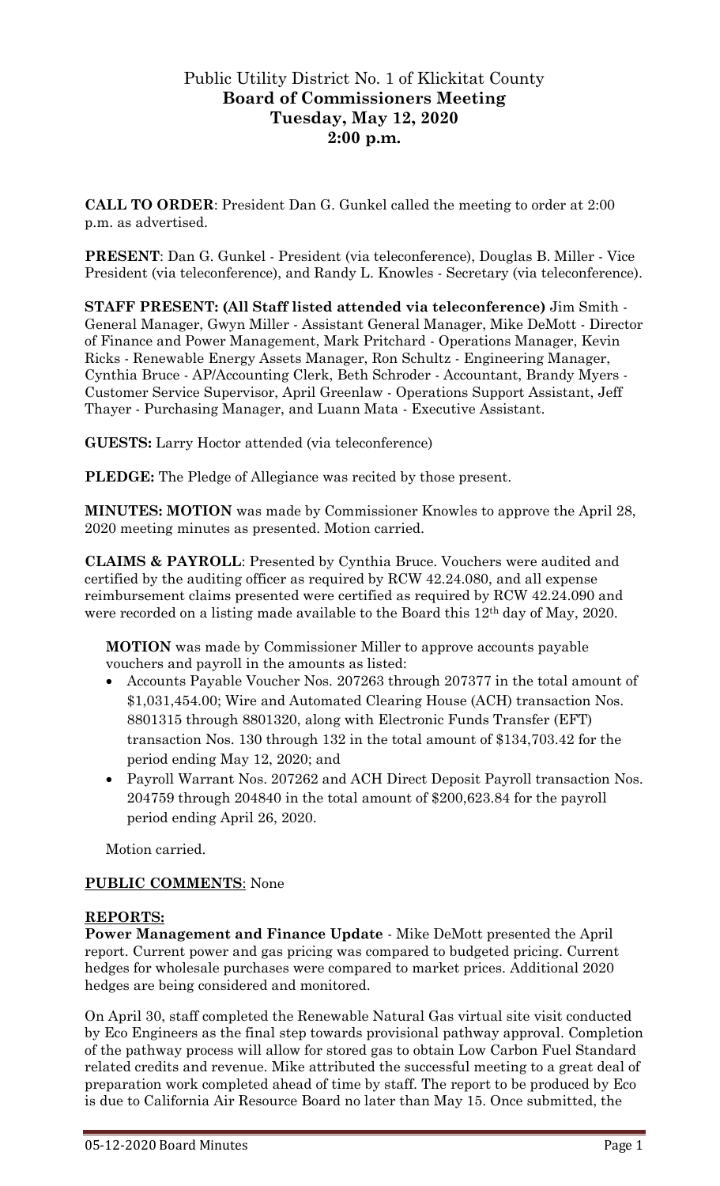# Public Utility District No. 1 of Klickitat County
## Board of Commissioners Meeting
## Tuesday, May 12, 2020
## 2:00 p.m.

**CALL TO ORDER**: President Dan G. Gunkel called the meeting to order at 2:00 p.m. as advertised.

**PRESENT**: Dan G. Gunkel - President (via teleconference), Douglas B. Miller - Vice President (via teleconference), and Randy L. Knowles - Secretary (via teleconference).

**STAFF PRESENT: (All Staff listed attended via teleconference)** Jim Smith - General Manager, Gwyn Miller - Assistant General Manager, Mike DeMott - Director of Finance and Power Management, Mark Pritchard - Operations Manager, Kevin Ricks - Renewable Energy Assets Manager, Ron Schultz - Engineering Manager, Cynthia Bruce - AP/Accounting Clerk, Beth Schroder - Accountant, Brandy Myers - Customer Service Supervisor, April Greenlaw - Operations Support Assistant, Jeff Thayer - Purchasing Manager, and Luann Mata - Executive Assistant.

**GUESTS:** Larry Hoctor attended (via teleconference)

**PLEDGE:** The Pledge of Allegiance was recited by those present.

**MINUTES: MOTION** was made by Commissioner Knowles to approve the April 28, 2020 meeting minutes as presented. Motion carried.

**CLAIMS & PAYROLL**: Presented by Cynthia Bruce. Vouchers were audited and certified by the auditing officer as required by RCW 42.24.080, and all expense reimbursement claims presented were certified as required by RCW 42.24.090 and were recorded on a listing made available to the Board this 12th day of May, 2020.

**MOTION** was made by Commissioner Miller to approve accounts payable vouchers and payroll in the amounts as listed:

- Accounts Payable Voucher Nos. 207263 through 207377 in the total amount of $1,031,454.00; Wire and Automated Clearing House (ACH) transaction Nos. 8801315 through 8801320, along with Electronic Funds Transfer (EFT) transaction Nos. 130 through 132 in the total amount of $134,703.42 for the period ending May 12, 2020; and
- Payroll Warrant Nos. 207262 and ACH Direct Deposit Payroll transaction Nos. 204759 through 204840 in the total amount of $200,623.84 for the payroll period ending April 26, 2020.

Motion carried.

**PUBLIC COMMENTS**: None

**REPORTS:**

**Power Management and Finance Update** - Mike DeMott presented the April report. Current power and gas pricing was compared to budgeted pricing. Current hedges for wholesale purchases were compared to market prices. Additional 2020 hedges are being considered and monitored.

On April 30, staff completed the Renewable Natural Gas virtual site visit conducted by Eco Engineers as the final step towards provisional pathway approval. Completion of the pathway process will allow for stored gas to obtain Low Carbon Fuel Standard related credits and revenue. Mike attributed the successful meeting to a great deal of preparation work completed ahead of time by staff. The report to be produced by Eco is due to California Air Resource Board no later than May 15. Once submitted, the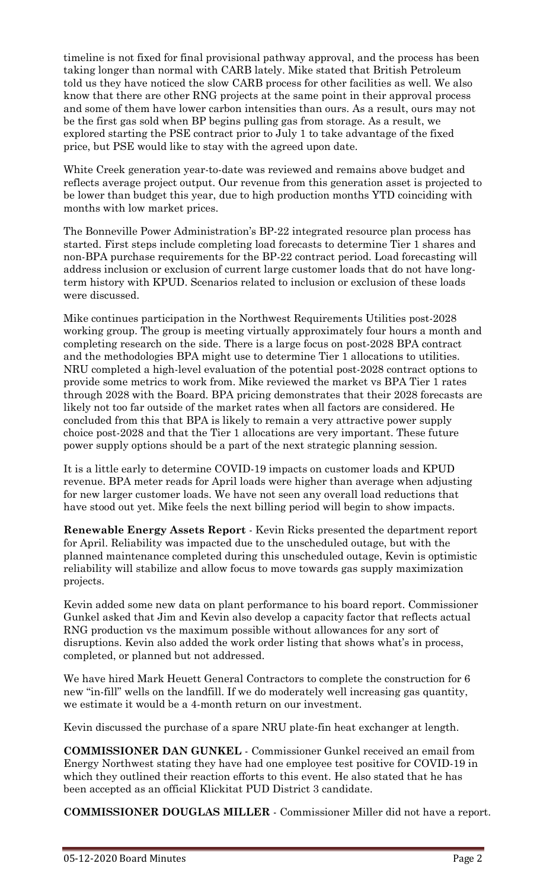timeline is not fixed for final provisional pathway approval, and the process has been taking longer than normal with CARB lately. Mike stated that British Petroleum told us they have noticed the slow CARB process for other facilities as well. We also know that there are other RNG projects at the same point in their approval process and some of them have lower carbon intensities than ours. As a result, ours may not be the first gas sold when BP begins pulling gas from storage. As a result, we explored starting the PSE contract prior to July 1 to take advantage of the fixed price, but PSE would like to stay with the agreed upon date.

White Creek generation year-to-date was reviewed and remains above budget and reflects average project output. Our revenue from this generation asset is projected to be lower than budget this year, due to high production months YTD coinciding with months with low market prices.

The Bonneville Power Administration's BP-22 integrated resource plan process has started. First steps include completing load forecasts to determine Tier 1 shares and non-BPA purchase requirements for the BP-22 contract period. Load forecasting will address inclusion or exclusion of current large customer loads that do not have long-term history with KPUD. Scenarios related to inclusion or exclusion of these loads were discussed.

Mike continues participation in the Northwest Requirements Utilities post-2028 working group. The group is meeting virtually approximately four hours a month and completing research on the side. There is a large focus on post-2028 BPA contract and the methodologies BPA might use to determine Tier 1 allocations to utilities. NRU completed a high-level evaluation of the potential post-2028 contract options to provide some metrics to work from. Mike reviewed the market vs BPA Tier 1 rates through 2028 with the Board. BPA pricing demonstrates that their 2028 forecasts are likely not too far outside of the market rates when all factors are considered. He concluded from this that BPA is likely to remain a very attractive power supply choice post-2028 and that the Tier 1 allocations are very important. These future power supply options should be a part of the next strategic planning session.

It is a little early to determine COVID-19 impacts on customer loads and KPUD revenue. BPA meter reads for April loads were higher than average when adjusting for new larger customer loads. We have not seen any overall load reductions that have stood out yet. Mike feels the next billing period will begin to show impacts.

**Renewable Energy Assets Report** - Kevin Ricks presented the department report for April. Reliability was impacted due to the unscheduled outage, but with the planned maintenance completed during this unscheduled outage, Kevin is optimistic reliability will stabilize and allow focus to move towards gas supply maximization projects.

Kevin added some new data on plant performance to his board report. Commissioner Gunkel asked that Jim and Kevin also develop a capacity factor that reflects actual RNG production vs the maximum possible without allowances for any sort of disruptions. Kevin also added the work order listing that shows what's in process, completed, or planned but not addressed.

We have hired Mark Heuett General Contractors to complete the construction for 6 new "in-fill" wells on the landfill. If we do moderately well increasing gas quantity, we estimate it would be a 4-month return on our investment.

Kevin discussed the purchase of a spare NRU plate-fin heat exchanger at length.

**COMMISSIONER DAN GUNKEL** - Commissioner Gunkel received an email from Energy Northwest stating they have had one employee test positive for COVID-19 in which they outlined their reaction efforts to this event. He also stated that he has been accepted as an official Klickitat PUD District 3 candidate.

**COMMISSIONER DOUGLAS MILLER** - Commissioner Miller did not have a report.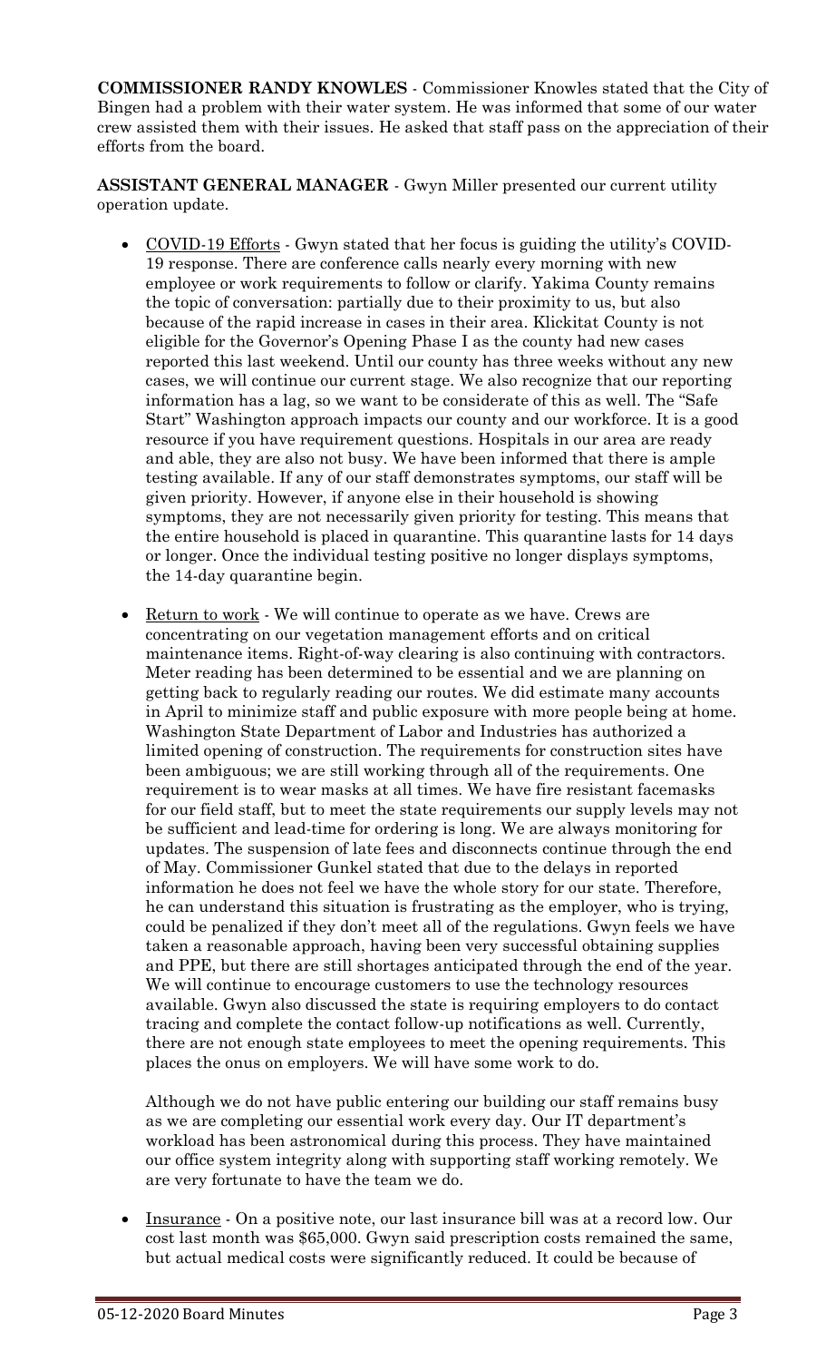**COMMISSIONER RANDY KNOWLES** - Commissioner Knowles stated that the City of Bingen had a problem with their water system. He was informed that some of our water crew assisted them with their issues. He asked that staff pass on the appreciation of their efforts from the board.

**ASSISTANT GENERAL MANAGER** - Gwyn Miller presented our current utility operation update.

- COVID-19 Efforts - Gwyn stated that her focus is guiding the utility's COVID-19 response. There are conference calls nearly every morning with new employee or work requirements to follow or clarify. Yakima County remains the topic of conversation: partially due to their proximity to us, but also because of the rapid increase in cases in their area. Klickitat County is not eligible for the Governor's Opening Phase I as the county had new cases reported this last weekend. Until our county has three weeks without any new cases, we will continue our current stage. We also recognize that our reporting information has a lag, so we want to be considerate of this as well. The "Safe Start" Washington approach impacts our county and our workforce. It is a good resource if you have requirement questions. Hospitals in our area are ready and able, they are also not busy. We have been informed that there is ample testing available. If any of our staff demonstrates symptoms, our staff will be given priority. However, if anyone else in their household is showing symptoms, they are not necessarily given priority for testing. This means that the entire household is placed in quarantine. This quarantine lasts for 14 days or longer. Once the individual testing positive no longer displays symptoms, the 14-day quarantine begin.

- Return to work - We will continue to operate as we have. Crews are concentrating on our vegetation management efforts and on critical maintenance items. Right-of-way clearing is also continuing with contractors. Meter reading has been determined to be essential and we are planning on getting back to regularly reading our routes. We did estimate many accounts in April to minimize staff and public exposure with more people being at home. Washington State Department of Labor and Industries has authorized a limited opening of construction. The requirements for construction sites have been ambiguous; we are still working through all of the requirements. One requirement is to wear masks at all times. We have fire resistant facemasks for our field staff, but to meet the state requirements our supply levels may not be sufficient and lead-time for ordering is long. We are always monitoring for updates. The suspension of late fees and disconnects continue through the end of May. Commissioner Gunkel stated that due to the delays in reported information he does not feel we have the whole story for our state. Therefore, he can understand this situation is frustrating as the employer, who is trying, could be penalized if they don't meet all of the regulations. Gwyn feels we have taken a reasonable approach, having been very successful obtaining supplies and PPE, but there are still shortages anticipated through the end of the year. We will continue to encourage customers to use the technology resources available. Gwyn also discussed the state is requiring employers to do contact tracing and complete the contact follow-up notifications as well. Currently, there are not enough state employees to meet the opening requirements. This places the onus on employers. We will have some work to do.

  Although we do not have public entering our building our staff remains busy as we are completing our essential work every day. Our IT department's workload has been astronomical during this process. They have maintained our office system integrity along with supporting staff working remotely. We are very fortunate to have the team we do.

- Insurance - On a positive note, our last insurance bill was at a record low. Our cost last month was $65,000. Gwyn said prescription costs remained the same, but actual medical costs were significantly reduced. It could be because of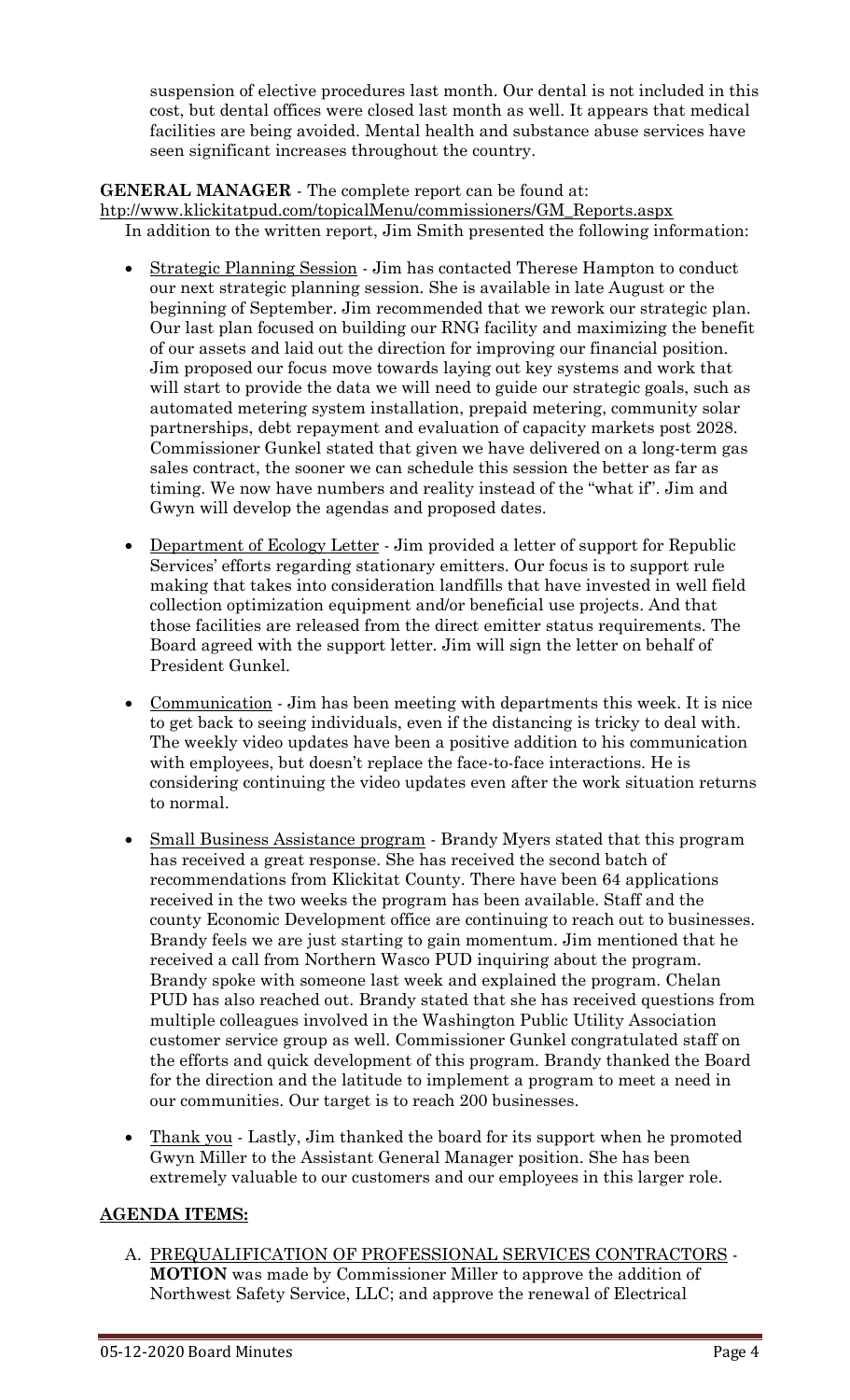suspension of elective procedures last month. Our dental is not included in this cost, but dental offices were closed last month as well. It appears that medical facilities are being avoided. Mental health and substance abuse services have seen significant increases throughout the country.

**GENERAL MANAGER** - The complete report can be found at: http://www.klickitatpud.com/topicalMenu/commissioners/GM_Reports.aspx
In addition to the written report, Jim Smith presented the following information:

- Strategic Planning Session - Jim has contacted Therese Hampton to conduct our next strategic planning session. She is available in late August or the beginning of September. Jim recommended that we rework our strategic plan. Our last plan focused on building our RNG facility and maximizing the benefit of our assets and laid out the direction for improving our financial position. Jim proposed our focus move towards laying out key systems and work that will start to provide the data we will need to guide our strategic goals, such as automated metering system installation, prepaid metering, community solar partnerships, debt repayment and evaluation of capacity markets post 2028. Commissioner Gunkel stated that given we have delivered on a long-term gas sales contract, the sooner we can schedule this session the better as far as timing. We now have numbers and reality instead of the "what if". Jim and Gwyn will develop the agendas and proposed dates.
- Department of Ecology Letter - Jim provided a letter of support for Republic Services' efforts regarding stationary emitters. Our focus is to support rule making that takes into consideration landfills that have invested in well field collection optimization equipment and/or beneficial use projects. And that those facilities are released from the direct emitter status requirements. The Board agreed with the support letter. Jim will sign the letter on behalf of President Gunkel.
- Communication - Jim has been meeting with departments this week. It is nice to get back to seeing individuals, even if the distancing is tricky to deal with. The weekly video updates have been a positive addition to his communication with employees, but doesn't replace the face-to-face interactions. He is considering continuing the video updates even after the work situation returns to normal.
- Small Business Assistance program - Brandy Myers stated that this program has received a great response. She has received the second batch of recommendations from Klickitat County. There have been 64 applications received in the two weeks the program has been available. Staff and the county Economic Development office are continuing to reach out to businesses. Brandy feels we are just starting to gain momentum. Jim mentioned that he received a call from Northern Wasco PUD inquiring about the program. Brandy spoke with someone last week and explained the program. Chelan PUD has also reached out. Brandy stated that she has received questions from multiple colleagues involved in the Washington Public Utility Association customer service group as well. Commissioner Gunkel congratulated staff on the efforts and quick development of this program. Brandy thanked the Board for the direction and the latitude to implement a program to meet a need in our communities. Our target is to reach 200 businesses.
- Thank you - Lastly, Jim thanked the board for its support when he promoted Gwyn Miller to the Assistant General Manager position. She has been extremely valuable to our customers and our employees in this larger role.

## AGENDA ITEMS:

A. PREQUALIFICATION OF PROFESSIONAL SERVICES CONTRACTORS - **MOTION** was made by Commissioner Miller to approve the addition of Northwest Safety Service, LLC; and approve the renewal of Electrical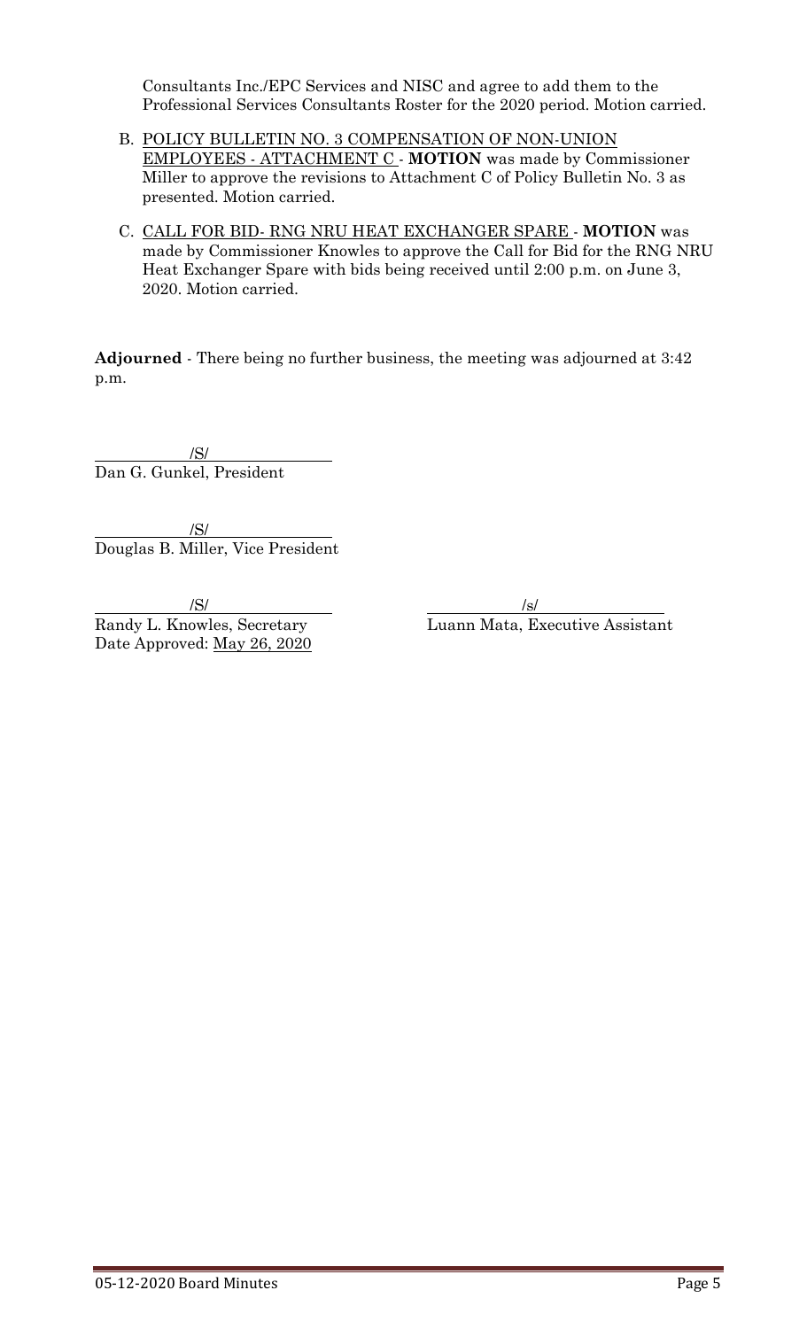Consultants Inc./EPC Services and NISC and agree to add them to the Professional Services Consultants Roster for the 2020 period. Motion carried.

B. POLICY BULLETIN NO. 3 COMPENSATION OF NON-UNION EMPLOYEES - ATTACHMENT C - **MOTION** was made by Commissioner Miller to approve the revisions to Attachment C of Policy Bulletin No. 3 as presented. Motion carried.

C. CALL FOR BID- RNG NRU HEAT EXCHANGER SPARE - **MOTION** was made by Commissioner Knowles to approve the Call for Bid for the RNG NRU Heat Exchanger Spare with bids being received until 2:00 p.m. on June 3, 2020. Motion carried.

**Adjourned** - There being no further business, the meeting was adjourned at 3:42 p.m.

/S/
Dan G. Gunkel, President

/S/
Douglas B. Miller, Vice President

/S/
Randy L. Knowles, Secretary
Date Approved: May 26, 2020

/s/
Luann Mata, Executive Assistant